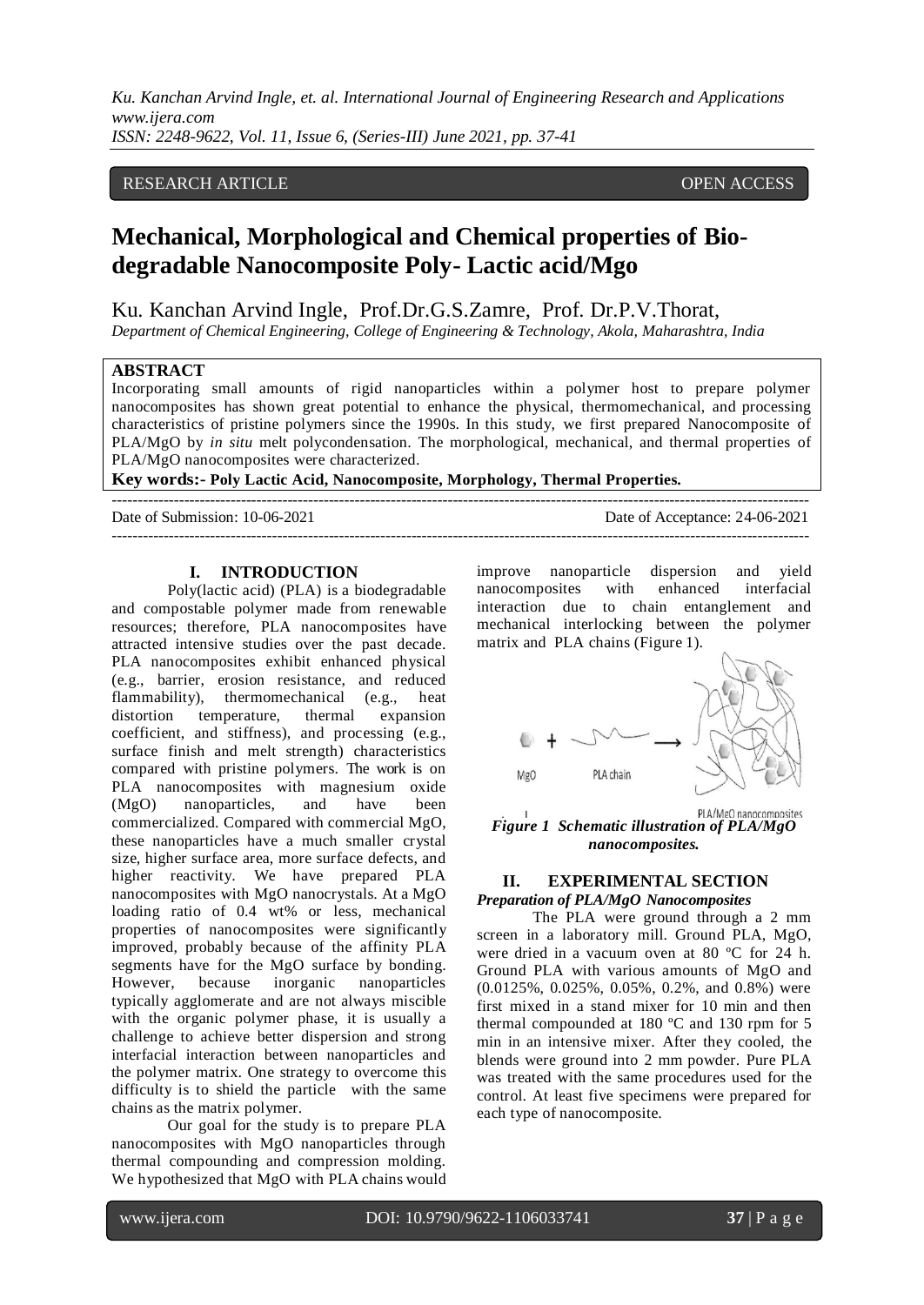RESEARCH ARTICLE OPEN ACCESS

# Mechanical, Morphological and Chemical properties of Bio-degradable Nanocomposite Poly- Lactic acid/Mgo

Ku. Kanchan Arvind Ingle, Prof.Dr.G.S.Zamre, Prof. Dr.P.V.Thorat,

*Department of Chemical Engineering, College of Engineering & Technology, Akola, Maharashtra, India*

## ABSTRACT

Incorporating small amounts of rigid nanoparticles within a polymer host to prepare polymer nanocomposites has shown great potential to enhance the physical, thermomechanical, and processing characteristics of pristine polymers since the 1990s. In this study, we first prepared Nanocomposite of PLA/MgO by *in situ* melt polycondensation. The morphological, mechanical, and thermal properties of PLA/MgO nanocomposites were characterized.

**Key words:- Poly Lactic Acid, Nanocomposite, Morphology, Thermal Properties.**

Date of Submission: 10-06-2021 Date of Acceptance: 24-06-2021

## I. INTRODUCTION

Poly(lactic acid) (PLA) is a biodegradable and compostable polymer made from renewable resources; therefore, PLA nanocomposites have attracted intensive studies over the past decade. PLA nanocomposites exhibit enhanced physical (e.g., barrier, erosion resistance, and reduced flammability), thermomechanical (e.g., heat distortion temperature, thermal expansion coefficient, and stiffness), and processing (e.g., surface finish and melt strength) characteristics compared with pristine polymers. The work is on PLA nanocomposites with magnesium oxide (MgO) nanoparticles, and have been commercialized. Compared with commercial MgO, these nanoparticles have a much smaller crystal size, higher surface area, more surface defects, and higher reactivity. We have prepared PLA nanocomposites with MgO nanocrystals. At a MgO loading ratio of 0.4 wt% or less, mechanical properties of nanocomposites were significantly improved, probably because of the affinity PLA segments have for the MgO surface by bonding. However, because inorganic nanoparticles typically agglomerate and are not always miscible with the organic polymer phase, it is usually a challenge to achieve better dispersion and strong interfacial interaction between nanoparticles and the polymer matrix. One strategy to overcome this difficulty is to shield the particle with the same chains as the matrix polymer.

Our goal for the study is to prepare PLA nanocomposites with MgO nanoparticles through thermal compounding and compression molding. We hypothesized that MgO with PLA chains would improve nanoparticle dispersion and yield nanocomposites with enhanced interfacial interaction due to chain entanglement and mechanical interlocking between the polymer matrix and PLA chains (Figure 1).

*Figure 1 Schematic illustration of PLA/MgO nanocomposites.*

## II. EXPERIMENTAL SECTION

### *Preparation of PLA/MgO Nanocomposites*

The PLA were ground through a 2 mm screen in a laboratory mill. Ground PLA, MgO, were dried in a vacuum oven at 80 ºC for 24 h. Ground PLA with various amounts of MgO and (0.0125%, 0.025%, 0.05%, 0.2%, and 0.8%) were first mixed in a stand mixer for 10 min and then thermal compounded at 180 ºC and 130 rpm for 5 min in an intensive mixer. After they cooled, the blends were ground into 2 mm powder. Pure PLA was treated with the same procedures used for the control. At least five specimens were prepared for each type of nanocomposite.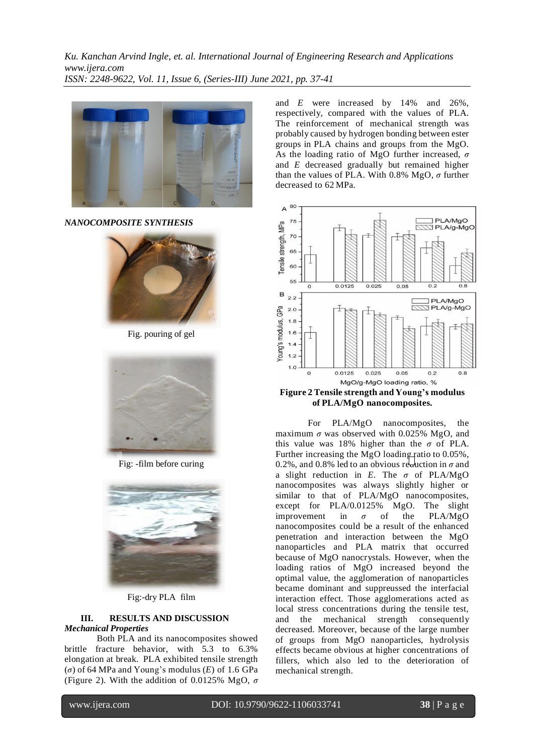*NANOCOMPOSITE SYNTHESIS*

Fig. pouring of gel

Fig: -film before curing

Fig:-dry PLA film

### III. RESULTS AND DISCUSSION

***Mechanical Properties***

Both PLA and its nanocomposites showed brittle fracture behavior, with 5.3 to 6.3% elongation at break. PLA exhibited tensile strength ($\sigma$) of 64 MPa and Young's modulus ($E$) of 1.6 GPa (Figure 2). With the addition of 0.0125% MgO, $\sigma$ and $E$ were increased by 14% and 26%, respectively, compared with the values of PLA. The reinforcement of mechanical strength was probably caused by hydrogen bonding between ester groups in PLA chains and groups from the MgO. As the loading ratio of MgO further increased, $\sigma$ and $E$ decreased gradually but remained higher than the values of PLA. With 0.8% MgO, $\sigma$ further decreased to 62 MPa.

**Figure 2 Tensile strength and Young's modulus of PLA/MgO nanocomposites.**

For PLA/MgO nanocomposites, the maximum $\sigma$ was observed with 0.025% MgO, and this value was 18% higher than the $\sigma$ of PLA. Further increasing the MgO loading ratio to 0.05%, 0.2%, and 0.8% led to an obvious reduction in $\sigma$ and a slight reduction in $E$. The $\sigma$ of PLA/MgO nanocomposites was always slightly higher or similar to that of PLA/MgO nanocomposites, except for PLA/0.0125% MgO. The slight improvement in $\sigma$ of the PLA/MgO nanocomposites could be a result of the enhanced penetration and interaction between the MgO nanoparticles and PLA matrix that occurred because of MgO nanocrystals. However, when the loading ratios of MgO increased beyond the optimal value, the agglomeration of nanoparticles became dominant and suppreussed the interfacial interaction effect. Those agglomerations acted as local stress concentrations during the tensile test, and the mechanical strength consequently decreased. Moreover, because of the large number of groups from MgO nanoparticles, hydrolysis effects became obvious at higher concentrations of fillers, which also led to the deterioration of mechanical strength.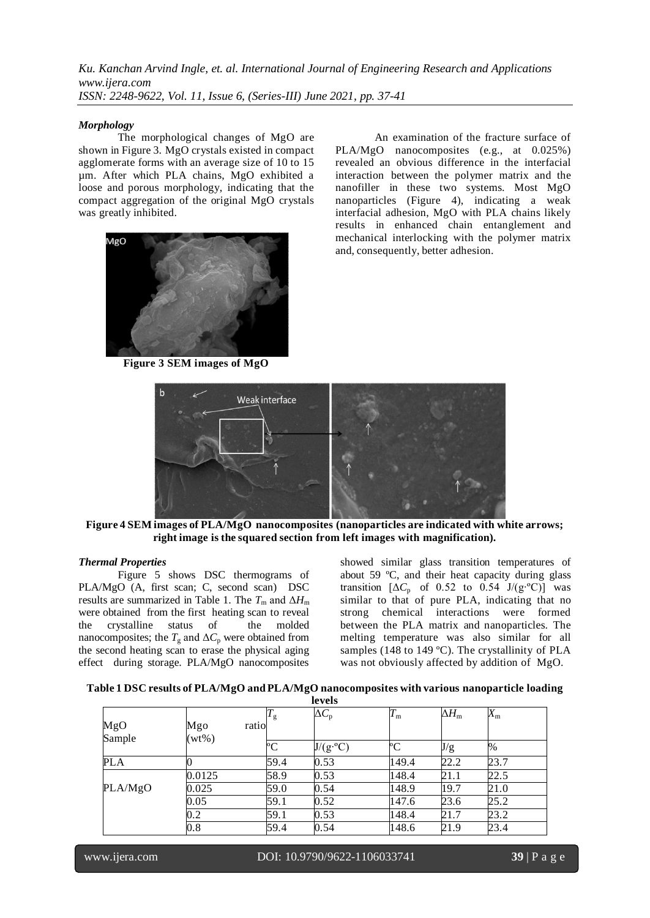### *Morphology*

The morphological changes of MgO are shown in Figure 3. MgO crystals existed in compact agglomerate forms with an average size of 10 to 15 µm. After which PLA chains, MgO exhibited a loose and porous morphology, indicating that the compact aggregation of the original MgO crystals was greatly inhibited.

**Figure 3 SEM images of MgO**

An examination of the fracture surface of PLA/MgO nanocomposites (e.g., at 0.025%) revealed an obvious difference in the interfacial interaction between the polymer matrix and the nanofiller in these two systems. Most MgO nanoparticles (Figure 4), indicating a weak interfacial adhesion, MgO with PLA chains likely results in enhanced chain entanglement and mechanical interlocking with the polymer matrix and, consequently, better adhesion.

**Figure 4 SEM images of PLA/MgO nanocomposites (nanoparticles are indicated with white arrows; right image is the squared section from left images with magnification).**

### *Thermal Properties*

Figure 5 shows DSC thermograms of PLA/MgO (A, first scan; C, second scan) DSC results are summarized in Table 1. The $T_m$ and $\Delta H_m$ were obtained from the first heating scan to reveal the crystalline status of the molded nanocomposites; the $T_g$ and $\Delta C_p$ were obtained from the second heating scan to erase the physical aging effect during storage. PLA/MgO nanocomposites showed similar glass transition temperatures of about 59 ºC, and their heat capacity during glass transition [$\Delta C_p$ of 0.52 to 0.54 J/(g·ºC)] was similar to that of pure PLA, indicating that no strong chemical interactions were formed between the PLA matrix and nanoparticles. The melting temperature was also similar for all samples (148 to 149 ºC). The crystallinity of PLA was not obviously affected by addition of MgO.

**Table 1 DSC results of PLA/MgO and PLA/MgO nanocomposites with various nanoparticle loading levels**

| MgO Sample | Mgo ratio (wt%) | $T_g$ | $\Delta C_p$ | $T_m$ | $\Delta H_m$ | $X_m$ |
|---|---|---|---|---|---|---|
| | | ºC | J/(g·ºC) | ºC | J/g | % |
| PLA | 0 | 59.4 | 0.53 | 149.4 | 22.2 | 23.7 |
| PLA/MgO | 0.0125 | 58.9 | 0.53 | 148.4 | 21.1 | 22.5 |
| | 0.025 | 59.0 | 0.54 | 148.9 | 19.7 | 21.0 |
| | 0.05 | 59.1 | 0.52 | 147.6 | 23.6 | 25.2 |
| | 0.2 | 59.1 | 0.53 | 148.4 | 21.7 | 23.2 |
| | 0.8 | 59.4 | 0.54 | 148.6 | 21.9 | 23.4 |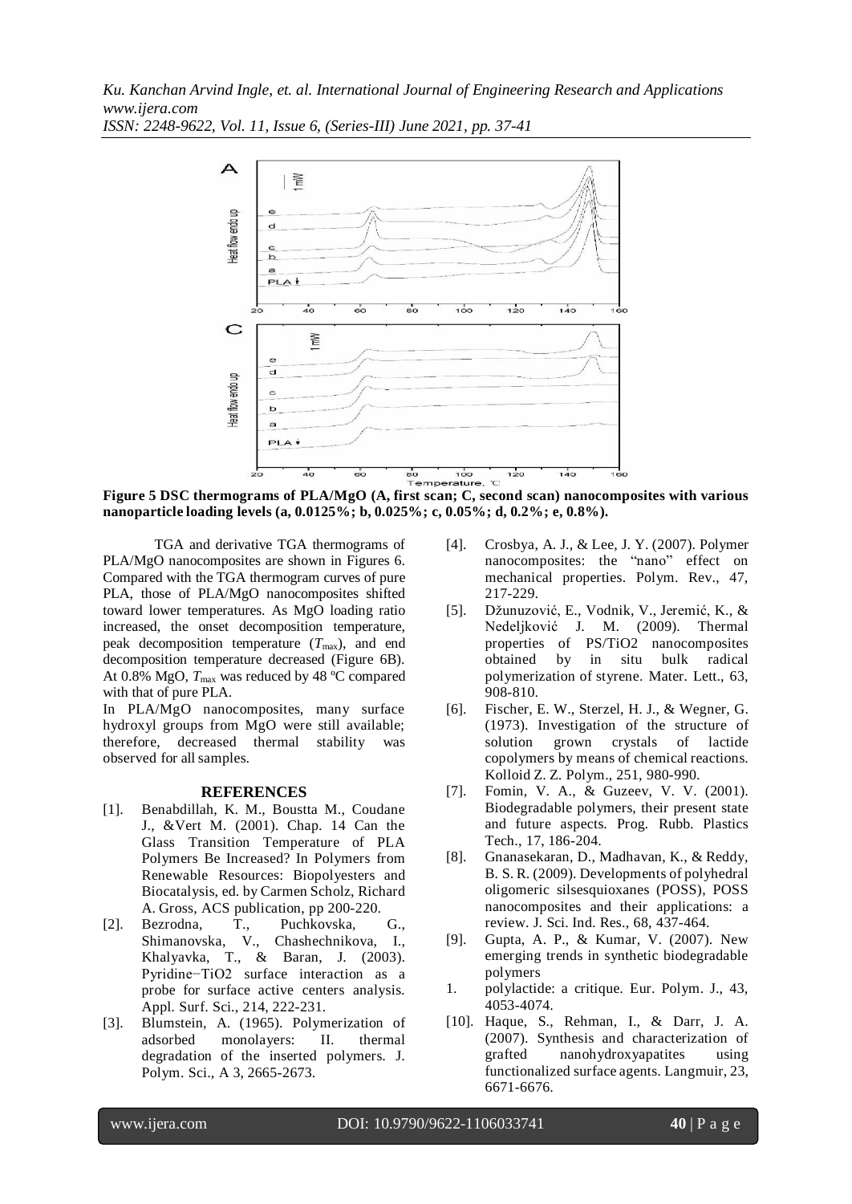**Figure 5 DSC thermograms of PLA/MgO (A, first scan; C, second scan) nanocomposites with various nanoparticle loading levels (a, 0.0125%; b, 0.025%; c, 0.05%; d, 0.2%; e, 0.8%).**

TGA and derivative TGA thermograms of PLA/MgO nanocomposites are shown in Figures 6. Compared with the TGA thermogram curves of pure PLA, those of PLA/MgO nanocomposites shifted toward lower temperatures. As MgO loading ratio increased, the onset decomposition temperature, peak decomposition temperature ($T_{max}$), and end decomposition temperature decreased (Figure 6B). At 0.8% MgO, $T_{max}$ was reduced by 48 ºC compared with that of pure PLA.

In PLA/MgO nanocomposites, many surface hydroxyl groups from MgO were still available; therefore, decreased thermal stability was observed for all samples.

## REFERENCES

[1]. Benabdillah, K. M., Boustta M., Coudane J., &Vert M. (2001). Chap. 14 Can the Glass Transition Temperature of PLA Polymers Be Increased? In Polymers from Renewable Resources: Biopolyesters and Biocatalysis, ed. by Carmen Scholz, Richard A. Gross, ACS publication, pp 200-220.

[2]. Bezrodna, T., Puchkovska, G., Shimanovska, V., Chashechnikova, I., Khalyavka, T., & Baran, J. (2003). Pyridine−TiO2 surface interaction as a probe for surface active centers analysis. Appl. Surf. Sci., 214, 222-231.

[3]. Blumstein, A. (1965). Polymerization of adsorbed monolayers: II. thermal degradation of the inserted polymers. J. Polym. Sci., A 3, 2665-2673.

[4]. Crosbya, A. J., & Lee, J. Y. (2007). Polymer nanocomposites: the "nano" effect on mechanical properties. Polym. Rev., 47, 217-229.

[5]. Džunuzović, E., Vodnik, V., Jeremić, K., & Nedeljković J. M. (2009). Thermal properties of PS/TiO2 nanocomposites obtained by in situ bulk radical polymerization of styrene. Mater. Lett., 63, 908-810.

[6]. Fischer, E. W., Sterzel, H. J., & Wegner, G. (1973). Investigation of the structure of solution grown crystals of lactide copolymers by means of chemical reactions. Kolloid Z. Z. Polym., 251, 980-990.

[7]. Fomin, V. A., & Guzeev, V. V. (2001). Biodegradable polymers, their present state and future aspects. Prog. Rubb. Plastics Tech., 17, 186-204.

[8]. Gnanasekaran, D., Madhavan, K., & Reddy, B. S. R. (2009). Developments of polyhedral oligomeric silsesquioxanes (POSS), POSS nanocomposites and their applications: a review. J. Sci. Ind. Res., 68, 437-464.

[9]. Gupta, A. P., & Kumar, V. (2007). New emerging trends in synthetic biodegradable polymers

1. polylactide: a critique. Eur. Polym. J., 43, 4053-4074.

[10]. Haque, S., Rehman, I., & Darr, J. A. (2007). Synthesis and characterization of grafted nanohydroxyapatites using functionalized surface agents. Langmuir, 23, 6671-6676.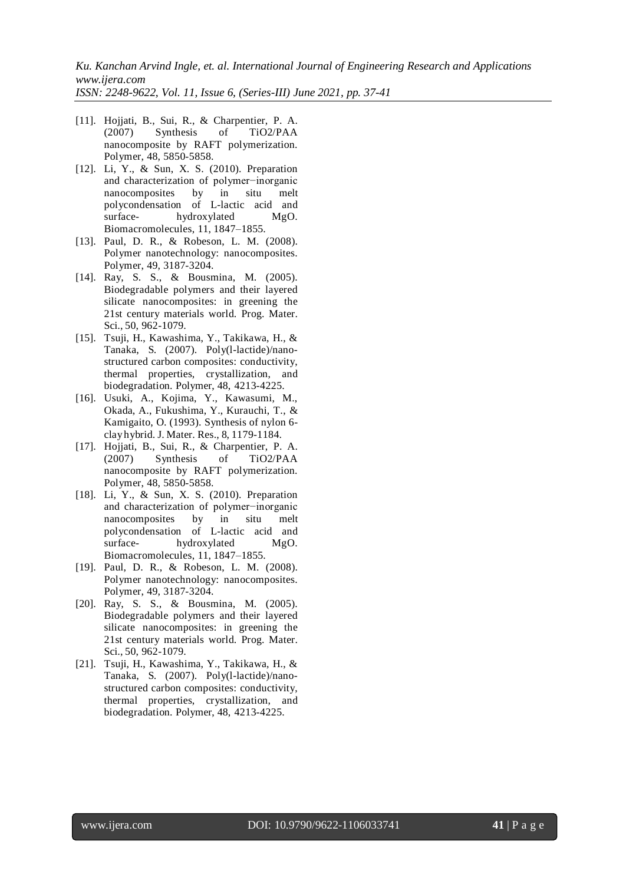[11]. Hojjati, B., Sui, R., & Charpentier, P. A. (2007) Synthesis of $TiO_2$/PAA nanocomposite by RAFT polymerization. Polymer, 48, 5850-5858.

[12]. Li, Y., & Sun, X. S. (2010). Preparation and characterization of polymer−inorganic nanocomposites by in situ melt polycondensation of L-lactic acid and surface- hydroxylated MgO. Biomacromolecules, 11, 1847–1855.

[13]. Paul, D. R., & Robeson, L. M. (2008). Polymer nanotechnology: nanocomposites. Polymer, 49, 3187-3204.

[14]. Ray, S. S., & Bousmina, M. (2005). Biodegradable polymers and their layered silicate nanocomposites: in greening the 21st century materials world. Prog. Mater. Sci., 50, 962-1079.

[15]. Tsuji, H., Kawashima, Y., Takikawa, H., & Tanaka, S. (2007). Poly(l-lactide)/nano-structured carbon composites: conductivity, thermal properties, crystallization, and biodegradation. Polymer, 48, 4213-4225.

[16]. Usuki, A., Kojima, Y., Kawasumi, M., Okada, A., Fukushima, Y., Kurauchi, T., & Kamigaito, O. (1993). Synthesis of nylon 6-clay hybrid. J. Mater. Res., 8, 1179-1184.

[17]. Hojjati, B., Sui, R., & Charpentier, P. A. (2007) Synthesis of $TiO_2$/PAA nanocomposite by RAFT polymerization. Polymer, 48, 5850-5858.

[18]. Li, Y., & Sun, X. S. (2010). Preparation and characterization of polymer−inorganic nanocomposites by in situ melt polycondensation of L-lactic acid and surface- hydroxylated MgO. Biomacromolecules, 11, 1847–1855.

[19]. Paul, D. R., & Robeson, L. M. (2008). Polymer nanotechnology: nanocomposites. Polymer, 49, 3187-3204.

[20]. Ray, S. S., & Bousmina, M. (2005). Biodegradable polymers and their layered silicate nanocomposites: in greening the 21st century materials world. Prog. Mater. Sci., 50, 962-1079.

[21]. Tsuji, H., Kawashima, Y., Takikawa, H., & Tanaka, S. (2007). Poly(l-lactide)/nano-structured carbon composites: conductivity, thermal properties, crystallization, and biodegradation. Polymer, 48, 4213-4225.